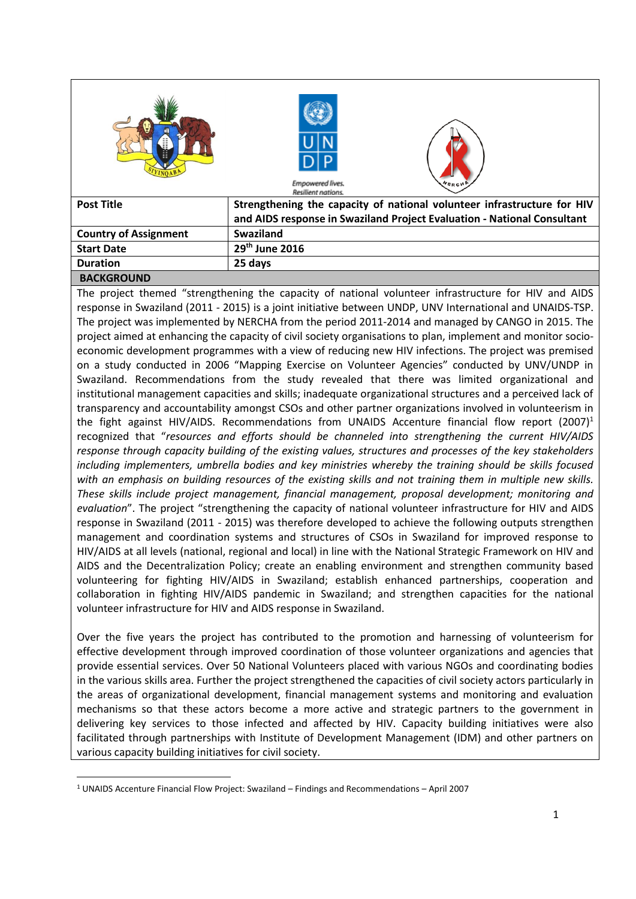| Post Title | Strengthening the capacity of national volunteer infrastructure for HIV and AIDS response in Swaziland Project Evaluation - National Consultant |
|---|---|
| Country of Assignment | Swaziland |
| Start Date | 29th June 2016 |
| Duration | 25 days |

## BACKGROUND

The project themed "strengthening the capacity of national volunteer infrastructure for HIV and AIDS response in Swaziland (2011 - 2015) is a joint initiative between UNDP, UNV International and UNAIDS-TSP. The project was implemented by NERCHA from the period 2011-2014 and managed by CANGO in 2015. The project aimed at enhancing the capacity of civil society organisations to plan, implement and monitor socio-economic development programmes with a view of reducing new HIV infections. The project was premised on a study conducted in 2006 "Mapping Exercise on Volunteer Agencies" conducted by UNV/UNDP in Swaziland. Recommendations from the study revealed that there was limited organizational and institutional management capacities and skills; inadequate organizational structures and a perceived lack of transparency and accountability amongst CSOs and other partner organizations involved in volunteerism in the fight against HIV/AIDS. Recommendations from UNAIDS Accenture financial flow report (2007)[1] recognized that "*resources and efforts should be channeled into strengthening the current HIV/AIDS response through capacity building of the existing values, structures and processes of the key stakeholders including implementers, umbrella bodies and key ministries whereby the training should be skills focused with an emphasis on building resources of the existing skills and not training them in multiple new skills. These skills include project management, financial management, proposal development; monitoring and evaluation*". The project "strengthening the capacity of national volunteer infrastructure for HIV and AIDS response in Swaziland (2011 - 2015) was therefore developed to achieve the following outputs strengthen management and coordination systems and structures of CSOs in Swaziland for improved response to HIV/AIDS at all levels (national, regional and local) in line with the National Strategic Framework on HIV and AIDS and the Decentralization Policy; create an enabling environment and strengthen community based volunteering for fighting HIV/AIDS in Swaziland; establish enhanced partnerships, cooperation and collaboration in fighting HIV/AIDS pandemic in Swaziland; and strengthen capacities for the national volunteer infrastructure for HIV and AIDS response in Swaziland.

Over the five years the project has contributed to the promotion and harnessing of volunteerism for effective development through improved coordination of those volunteer organizations and agencies that provide essential services. Over 50 National Volunteers placed with various NGOs and coordinating bodies in the various skills area. Further the project strengthened the capacities of civil society actors particularly in the areas of organizational development, financial management systems and monitoring and evaluation mechanisms so that these actors become a more active and strategic partners to the government in delivering key services to those infected and affected by HIV. Capacity building initiatives were also facilitated through partnerships with Institute of Development Management (IDM) and other partners on various capacity building initiatives for civil society.

[1] UNAIDS Accenture Financial Flow Project: Swaziland – Findings and Recommendations – April 2007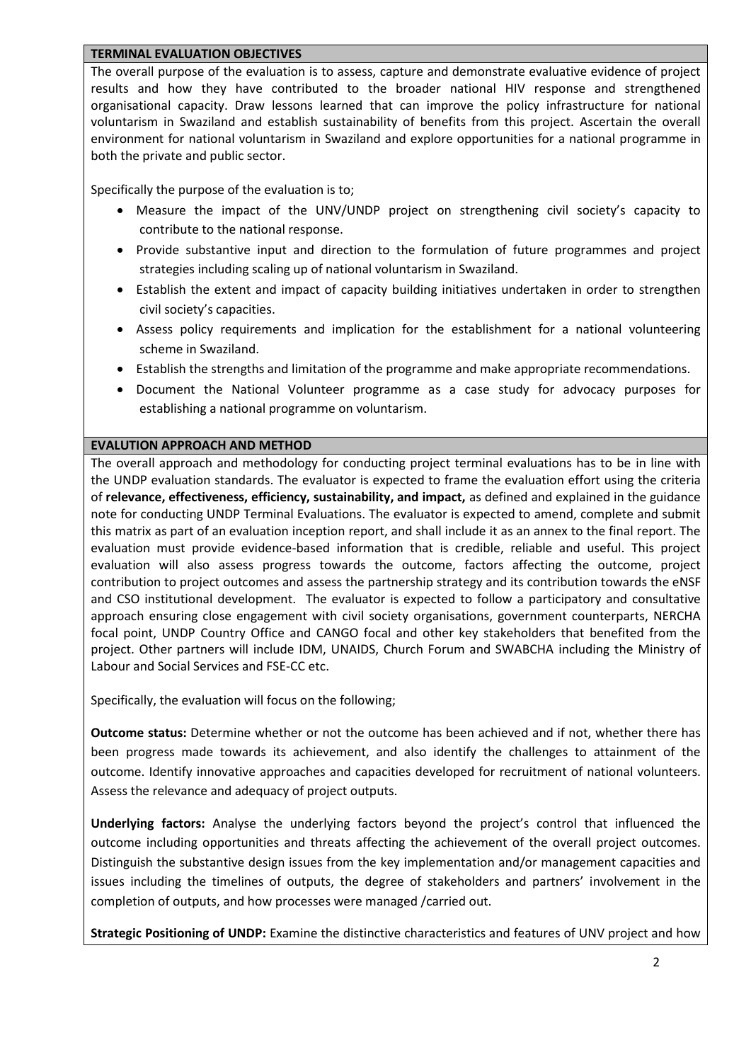## TERMINAL EVALUATION OBJECTIVES

The overall purpose of the evaluation is to assess, capture and demonstrate evaluative evidence of project results and how they have contributed to the broader national HIV response and strengthened organisational capacity. Draw lessons learned that can improve the policy infrastructure for national voluntarism in Swaziland and establish sustainability of benefits from this project. Ascertain the overall environment for national voluntarism in Swaziland and explore opportunities for a national programme in both the private and public sector.

Specifically the purpose of the evaluation is to;

- Measure the impact of the UNV/UNDP project on strengthening civil society's capacity to contribute to the national response.
- Provide substantive input and direction to the formulation of future programmes and project strategies including scaling up of national voluntarism in Swaziland.
- Establish the extent and impact of capacity building initiatives undertaken in order to strengthen civil society's capacities.
- Assess policy requirements and implication for the establishment for a national volunteering scheme in Swaziland.
- Establish the strengths and limitation of the programme and make appropriate recommendations.
- Document the National Volunteer programme as a case study for advocacy purposes for establishing a national programme on voluntarism.

## EVALUTION APPROACH AND METHOD

The overall approach and methodology for conducting project terminal evaluations has to be in line with the UNDP evaluation standards. The evaluator is expected to frame the evaluation effort using the criteria of **relevance, effectiveness, efficiency, sustainability, and impact,** as defined and explained in the guidance note for conducting UNDP Terminal Evaluations. The evaluator is expected to amend, complete and submit this matrix as part of an evaluation inception report, and shall include it as an annex to the final report. The evaluation must provide evidence-based information that is credible, reliable and useful. This project evaluation will also assess progress towards the outcome, factors affecting the outcome, project contribution to project outcomes and assess the partnership strategy and its contribution towards the eNSF and CSO institutional development. The evaluator is expected to follow a participatory and consultative approach ensuring close engagement with civil society organisations, government counterparts, NERCHA focal point, UNDP Country Office and CANGO focal and other key stakeholders that benefited from the project. Other partners will include IDM, UNAIDS, Church Forum and SWABCHA including the Ministry of Labour and Social Services and FSE-CC etc.

Specifically, the evaluation will focus on the following;

**Outcome status:** Determine whether or not the outcome has been achieved and if not, whether there has been progress made towards its achievement, and also identify the challenges to attainment of the outcome. Identify innovative approaches and capacities developed for recruitment of national volunteers. Assess the relevance and adequacy of project outputs.

**Underlying factors:** Analyse the underlying factors beyond the project's control that influenced the outcome including opportunities and threats affecting the achievement of the overall project outcomes. Distinguish the substantive design issues from the key implementation and/or management capacities and issues including the timelines of outputs, the degree of stakeholders and partners' involvement in the completion of outputs, and how processes were managed /carried out.

**Strategic Positioning of UNDP:** Examine the distinctive characteristics and features of UNV project and how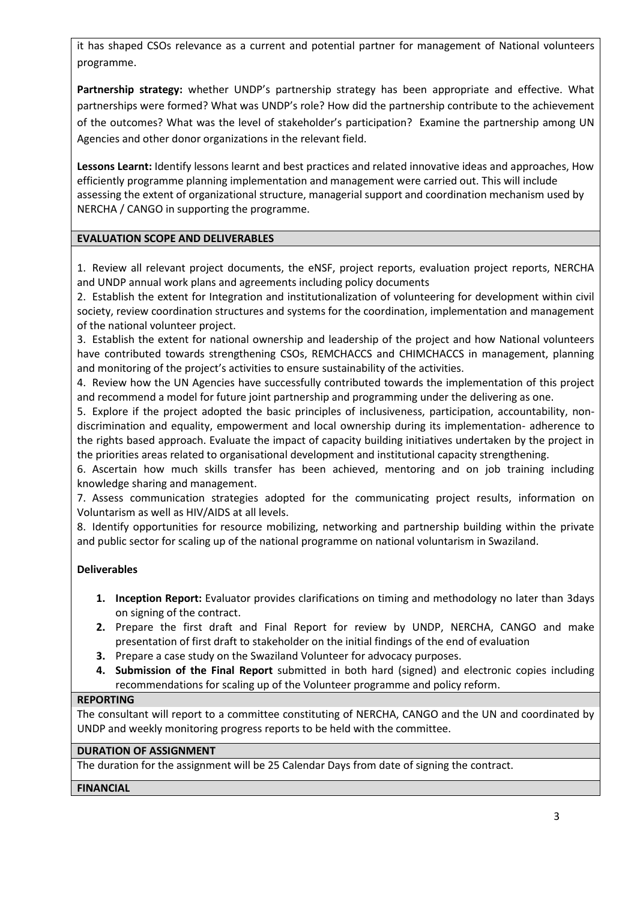it has shaped CSOs relevance as a current and potential partner for management of National volunteers programme.

**Partnership strategy:** whether UNDP's partnership strategy has been appropriate and effective. What partnerships were formed? What was UNDP's role? How did the partnership contribute to the achievement of the outcomes? What was the level of stakeholder's participation? Examine the partnership among UN Agencies and other donor organizations in the relevant field.

**Lessons Learnt:** Identify lessons learnt and best practices and related innovative ideas and approaches, How efficiently programme planning implementation and management were carried out. This will include assessing the extent of organizational structure, managerial support and coordination mechanism used by NERCHA / CANGO in supporting the programme.

## EVALUATION SCOPE AND DELIVERABLES

1. Review all relevant project documents, the eNSF, project reports, evaluation project reports, NERCHA and UNDP annual work plans and agreements including policy documents
2. Establish the extent for Integration and institutionalization of volunteering for development within civil society, review coordination structures and systems for the coordination, implementation and management of the national volunteer project.
3. Establish the extent for national ownership and leadership of the project and how National volunteers have contributed towards strengthening CSOs, REMCHACCS and CHIMCHACCS in management, planning and monitoring of the project's activities to ensure sustainability of the activities.
4. Review how the UN Agencies have successfully contributed towards the implementation of this project and recommend a model for future joint partnership and programming under the delivering as one.
5. Explore if the project adopted the basic principles of inclusiveness, participation, accountability, non-discrimination and equality, empowerment and local ownership during its implementation- adherence to the rights based approach. Evaluate the impact of capacity building initiatives undertaken by the project in the priorities areas related to organisational development and institutional capacity strengthening.
6. Ascertain how much skills transfer has been achieved, mentoring and on job training including knowledge sharing and management.
7. Assess communication strategies adopted for the communicating project results, information on Voluntarism as well as HIV/AIDS at all levels.
8. Identify opportunities for resource mobilizing, networking and partnership building within the private and public sector for scaling up of the national programme on national voluntarism in Swaziland.

**Deliverables**

1. **Inception Report:** Evaluator provides clarifications on timing and methodology no later than 3days on signing of the contract.
2. Prepare the first draft and Final Report for review by UNDP, NERCHA, CANGO and make presentation of first draft to stakeholder on the initial findings of the end of evaluation
3. Prepare a case study on the Swaziland Volunteer for advocacy purposes.
4. **Submission of the Final Report** submitted in both hard (signed) and electronic copies including recommendations for scaling up of the Volunteer programme and policy reform.

## REPORTING

The consultant will report to a committee constituting of NERCHA, CANGO and the UN and coordinated by UNDP and weekly monitoring progress reports to be held with the committee.

## DURATION OF ASSIGNMENT

The duration for the assignment will be 25 Calendar Days from date of signing the contract.

## FINANCIAL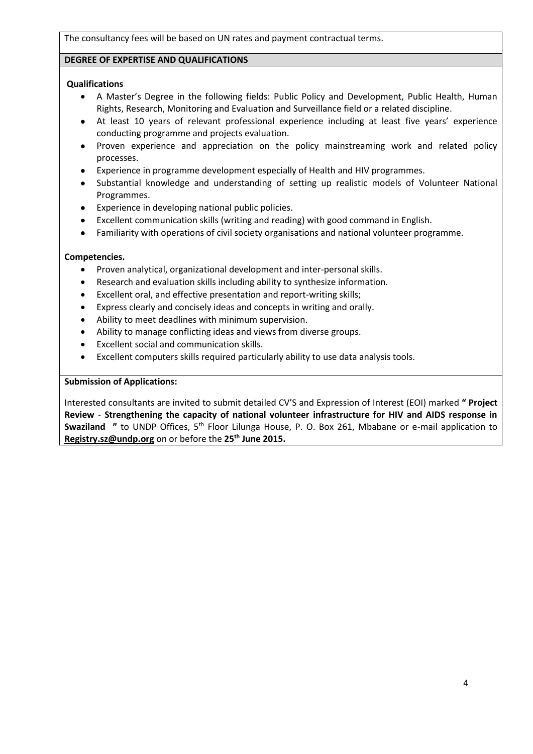The consultancy fees will be based on UN rates and payment contractual terms.

## DEGREE OF EXPERTISE AND QUALIFICATIONS

**Qualifications**

- A Master's Degree in the following fields: Public Policy and Development, Public Health, Human Rights, Research, Monitoring and Evaluation and Surveillance field or a related discipline.
- At least 10 years of relevant professional experience including at least five years' experience conducting programme and projects evaluation.
- Proven experience and appreciation on the policy mainstreaming work and related policy processes.
- Experience in programme development especially of Health and HIV programmes.
- Substantial knowledge and understanding of setting up realistic models of Volunteer National Programmes.
- Experience in developing national public policies.
- Excellent communication skills (writing and reading) with good command in English.
- Familiarity with operations of civil society organisations and national volunteer programme.

**Competencies.**

- Proven analytical, organizational development and inter-personal skills.
- Research and evaluation skills including ability to synthesize information.
- Excellent oral, and effective presentation and report-writing skills;
- Express clearly and concisely ideas and concepts in writing and orally.
- Ability to meet deadlines with minimum supervision.
- Ability to manage conflicting ideas and views from diverse groups.
- Excellent social and communication skills.
- Excellent computers skills required particularly ability to use data analysis tools.

**Submission of Applications:**

Interested consultants are invited to submit detailed CV'S and Expression of Interest (EOI) marked **" Project Review - Strengthening the capacity of national volunteer infrastructure for HIV and AIDS response in Swaziland "** to UNDP Offices, 5th Floor Lilunga House, P. O. Box 261, Mbabane or e-mail application to **Registry.sz@undp.org** on or before the **25th June 2015.**